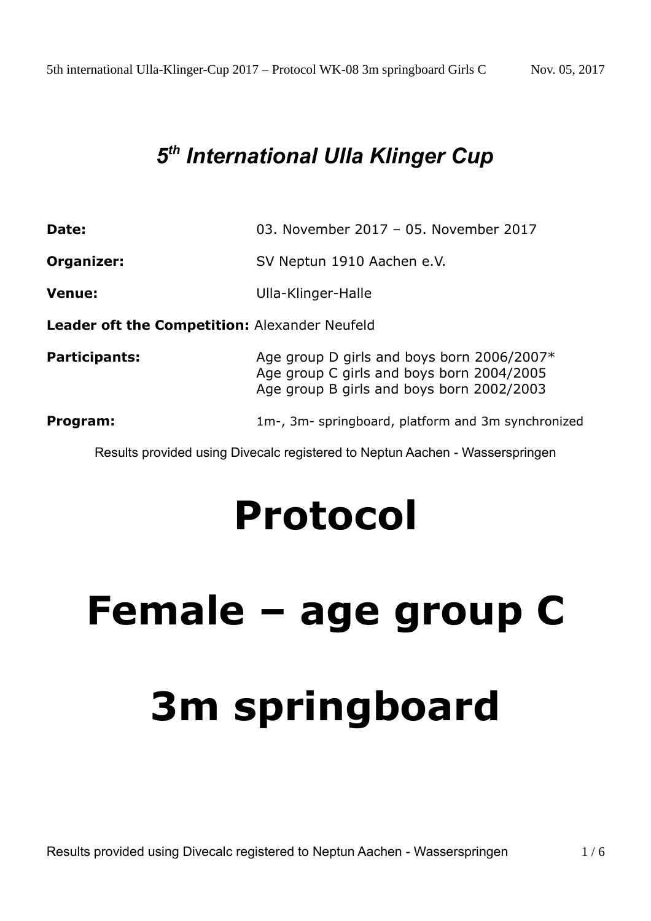# *5th International Ulla Klinger Cup*

**Date:** 03. November 2017 – 05. November 2017

**Organizer:** SV Neptun 1910 Aachen e.V.

**Venue:** Ulla-Klinger-Halle

**Leader oft the Competition:** Alexander Neufeld

**Participants:** Age group D girls and boys born 2006/2007*
Age group C girls and boys born 2004/2005
Age group B girls and boys born 2002/2003

**Program:** 1m-, 3m- springboard, platform and 3m synchronized

Results provided using Divecalc registered to Neptun Aachen - Wasserspringen

# Protocol

# Female – age group C

# 3m springboard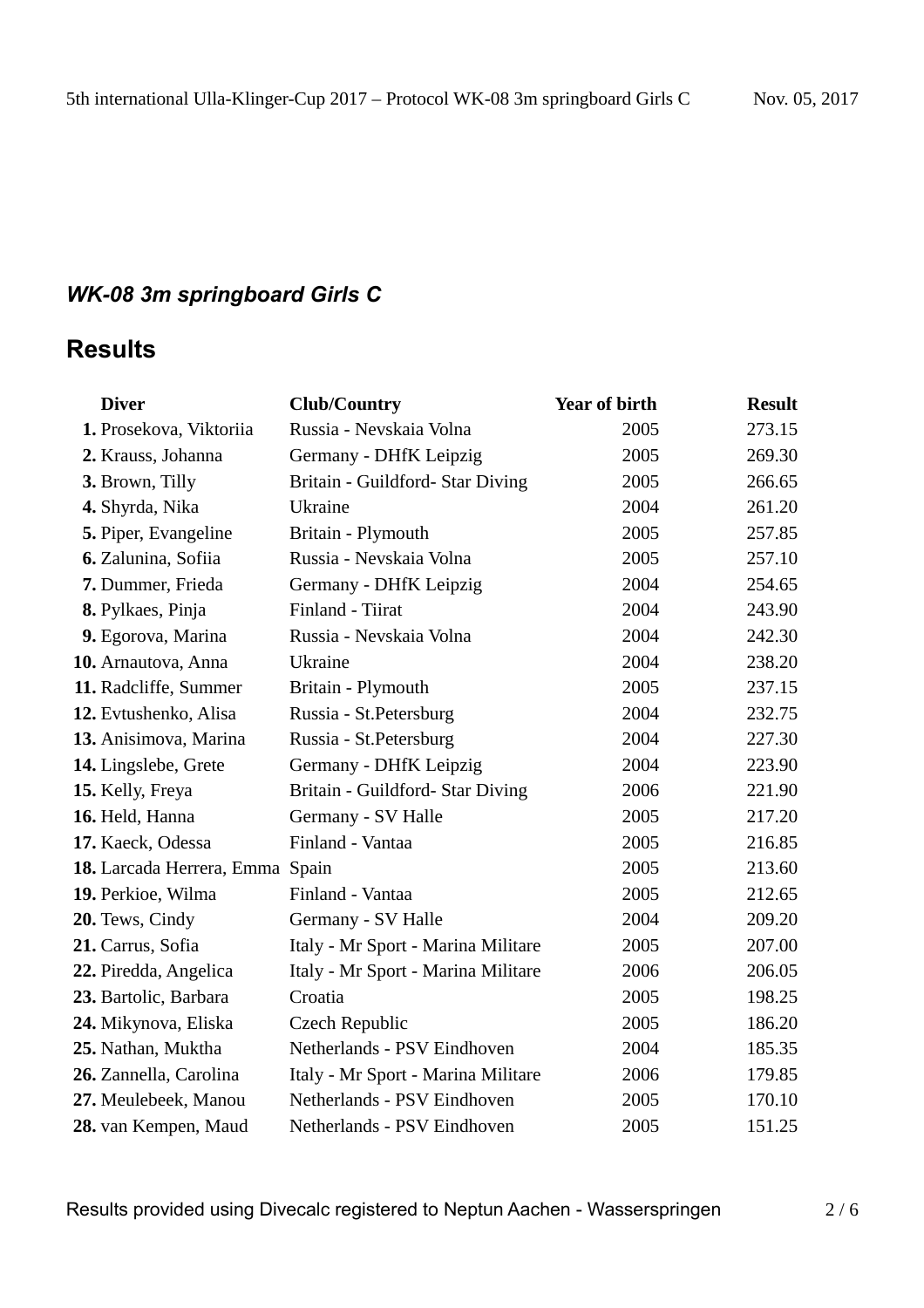## *WK-08 3m springboard Girls C*

## Results

| Diver | Club/Country | Year of birth | Result |
|---|---|---|---|
| **1.** Prosekova, Viktoriia | Russia - Nevskaia Volna | 2005 | 273.15 |
| **2.** Krauss, Johanna | Germany - DHfK Leipzig | 2005 | 269.30 |
| **3.** Brown, Tilly | Britain - Guildford- Star Diving | 2005 | 266.65 |
| **4.** Shyrda, Nika | Ukraine | 2004 | 261.20 |
| **5.** Piper, Evangeline | Britain - Plymouth | 2005 | 257.85 |
| **6.** Zalunina, Sofiia | Russia - Nevskaia Volna | 2005 | 257.10 |
| **7.** Dummer, Frieda | Germany - DHfK Leipzig | 2004 | 254.65 |
| **8.** Pylkaes, Pinja | Finland - Tiirat | 2004 | 243.90 |
| **9.** Egorova, Marina | Russia - Nevskaia Volna | 2004 | 242.30 |
| **10.** Arnautova, Anna | Ukraine | 2004 | 238.20 |
| **11.** Radcliffe, Summer | Britain - Plymouth | 2005 | 237.15 |
| **12.** Evtushenko, Alisa | Russia - St.Petersburg | 2004 | 232.75 |
| **13.** Anisimova, Marina | Russia - St.Petersburg | 2004 | 227.30 |
| **14.** Lingslebe, Grete | Germany - DHfK Leipzig | 2004 | 223.90 |
| **15.** Kelly, Freya | Britain - Guildford- Star Diving | 2006 | 221.90 |
| **16.** Held, Hanna | Germany - SV Halle | 2005 | 217.20 |
| **17.** Kaeck, Odessa | Finland - Vantaa | 2005 | 216.85 |
| **18.** Larcada Herrera, Emma | Spain | 2005 | 213.60 |
| **19.** Perkioe, Wilma | Finland - Vantaa | 2005 | 212.65 |
| **20.** Tews, Cindy | Germany - SV Halle | 2004 | 209.20 |
| **21.** Carrus, Sofia | Italy - Mr Sport - Marina Militare | 2005 | 207.00 |
| **22.** Piredda, Angelica | Italy - Mr Sport - Marina Militare | 2006 | 206.05 |
| **23.** Bartolic, Barbara | Croatia | 2005 | 198.25 |
| **24.** Mikynova, Eliska | Czech Republic | 2005 | 186.20 |
| **25.** Nathan, Muktha | Netherlands - PSV Eindhoven | 2004 | 185.35 |
| **26.** Zannella, Carolina | Italy - Mr Sport - Marina Militare | 2006 | 179.85 |
| **27.** Meulebeek, Manou | Netherlands - PSV Eindhoven | 2005 | 170.10 |
| **28.** van Kempen, Maud | Netherlands - PSV Eindhoven | 2005 | 151.25 |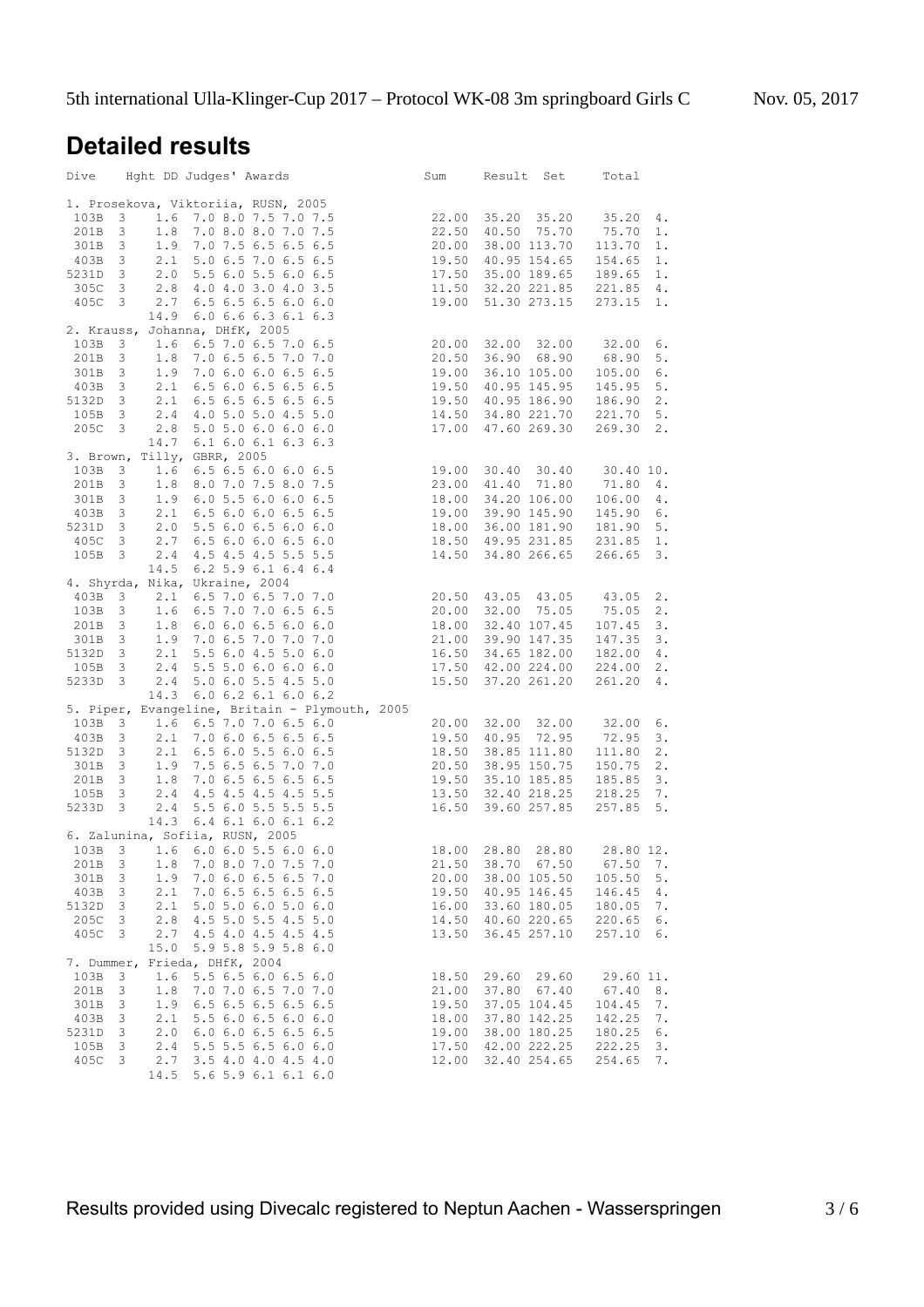## Detailed results

```
Dive    Hght DD Judges' Awards                         Sum     Result  Set       Total

1. Prosekova, Viktoriia, RUSN, 2005
 103B  3    1.6  7.0 8.0 7.5 7.0 7.5                   22.00   35.20  35.20     35.20  4.
 201B  3    1.8  7.0 8.0 8.0 7.0 7.5                   22.50   40.50  75.70     75.70  1.
 301B  3    1.9  7.0 7.5 6.5 6.5 6.5                   20.00   38.00 113.70    113.70  1.
 403B  3    2.1  5.0 6.5 7.0 6.5 6.5                   19.50   40.95 154.65    154.65  1.
5231D  3    2.0  5.5 6.0 5.5 6.0 6.5                   17.50   35.00 189.65    189.65  1.
 305C  3    2.8  4.0 4.0 3.0 4.0 3.5                   11.50   32.20 221.85    221.85  4.
 405C  3    2.7  6.5 6.5 6.5 6.0 6.0                   19.00   51.30 273.15    273.15  1.
           14.9  6.0 6.6 6.3 6.1 6.3
2. Krauss, Johanna, DHfK, 2005
 103B  3    1.6  6.5 7.0 6.5 7.0 6.5                   20.00   32.00  32.00     32.00  6.
 201B  3    1.8  7.0 6.5 6.5 7.0 7.0                   20.50   36.90  68.90     68.90  5.
 301B  3    1.9  7.0 6.0 6.0 6.5 6.5                   19.00   36.10 105.00    105.00  6.
 403B  3    2.1  6.5 6.0 6.5 6.5 6.5                   19.50   40.95 145.95    145.95  5.
5132D  3    2.1  6.5 6.5 6.5 6.5 6.5                   19.50   40.95 186.90    186.90  2.
 105B  3    2.4  4.0 5.0 5.0 4.5 5.0                   14.50   34.80 221.70    221.70  5.
 205C  3    2.8  5.0 5.0 6.0 6.0 6.0                   17.00   47.60 269.30    269.30  2.
           14.7  6.1 6.0 6.1 6.3 6.3
3. Brown, Tilly, GBRR, 2005
 103B  3    1.6  6.5 6.5 6.0 6.0 6.5                   19.00   30.40  30.40     30.40 10.
 201B  3    1.8  8.0 7.0 7.5 8.0 7.5                   23.00   41.40  71.80     71.80  4.
 301B  3    1.9  6.0 5.5 6.0 6.0 6.5                   18.00   34.20 106.00    106.00  4.
 403B  3    2.1  6.5 6.0 6.0 6.5 6.5                   19.00   39.90 145.90    145.90  6.
5231D  3    2.0  5.5 6.0 6.5 6.0 6.0                   18.00   36.00 181.90    181.90  5.
 405C  3    2.7  6.5 6.0 6.0 6.5 6.0                   18.50   49.95 231.85    231.85  1.
 105B  3    2.4  4.5 4.5 4.5 5.5 5.5                   14.50   34.80 266.65    266.65  3.
           14.5  6.2 5.9 6.1 6.4 6.4
4. Shyrda, Nika, Ukraine, 2004
 403B  3    2.1  6.5 7.0 6.5 7.0 7.0                   20.50   43.05  43.05     43.05  2.
 103B  3    1.6  6.5 7.0 7.0 6.5 6.5                   20.00   32.00  75.05     75.05  2.
 201B  3    1.8  6.0 6.0 6.5 6.0 6.0                   18.00   32.40 107.45    107.45  3.
 301B  3    1.9  7.0 6.5 7.0 7.0 7.0                   21.00   39.90 147.35    147.35  3.
5132D  3    2.1  5.5 6.0 4.5 5.0 6.0                   16.50   34.65 182.00    182.00  4.
 105B  3    2.4  5.5 5.0 6.0 6.0 6.0                   17.50   42.00 224.00    224.00  2.
5233D  3    2.4  5.0 6.0 5.5 4.5 5.0                   15.50   37.20 261.20    261.20  4.
           14.3  6.0 6.2 6.1 6.0 6.2
5. Piper, Evangeline, Britain - Plymouth, 2005
 103B  3    1.6  6.5 7.0 7.0 6.5 6.0                   20.00   32.00  32.00     32.00  6.
 403B  3    2.1  7.0 6.0 6.5 6.5 6.5                   19.50   40.95  72.95     72.95  3.
5132D  3    2.1  6.5 6.0 5.5 6.0 6.5                   18.50   38.85 111.80    111.80  2.
 301B  3    1.9  7.5 6.5 6.5 7.0 7.0                   20.50   38.95 150.75    150.75  2.
 201B  3    1.8  7.0 6.5 6.5 6.5 6.5                   19.50   35.10 185.85    185.85  3.
 105B  3    2.4  4.5 4.5 4.5 4.5 5.5                   13.50   32.40 218.25    218.25  7.
5233D  3    2.4  5.5 6.0 5.5 5.5 5.5                   16.50   39.60 257.85    257.85  5.
           14.3  6.4 6.1 6.0 6.1 6.2
6. Zalunina, Sofiia, RUSN, 2005
 103B  3    1.6  6.0 6.0 5.5 6.0 6.0                   18.00   28.80  28.80     28.80 12.
 201B  3    1.8  7.0 8.0 7.0 7.5 7.0                   21.50   38.70  67.50     67.50  7.
 301B  3    1.9  7.0 6.0 6.5 6.5 7.0                   20.00   38.00 105.50    105.50  5.
 403B  3    2.1  7.0 6.5 6.5 6.5 6.5                   19.50   40.95 146.45    146.45  4.
5132D  3    2.1  5.0 5.0 6.0 5.0 6.0                   16.00   33.60 180.05    180.05  7.
 205C  3    2.8  4.5 5.0 5.5 4.5 5.0                   14.50   40.60 220.65    220.65  6.
 405C  3    2.7  4.5 4.0 4.5 4.5 4.5                   13.50   36.45 257.10    257.10  6.
           15.0  5.9 5.8 5.9 5.8 6.0
7. Dummer, Frieda, DHfK, 2004
 103B  3    1.6  5.5 6.5 6.0 6.5 6.0                   18.50   29.60  29.60     29.60 11.
 201B  3    1.8  7.0 7.0 6.5 7.0 7.0                   21.00   37.80  67.40     67.40  8.
 301B  3    1.9  6.5 6.5 6.5 6.5 6.5                   19.50   37.05 104.45    104.45  7.
 403B  3    2.1  5.5 6.0 6.5 6.0 6.0                   18.00   37.80 142.25    142.25  7.
5231D  3    2.0  6.0 6.0 6.5 6.5 6.5                   19.00   38.00 180.25    180.25  6.
 105B  3    2.4  5.5 5.5 6.5 6.0 6.0                   17.50   42.00 222.25    222.25  3.
 405C  3    2.7  3.5 4.0 4.0 4.5 4.0                   12.00   32.40 254.65    254.65  7.
           14.5  5.6 5.9 6.1 6.1 6.0
```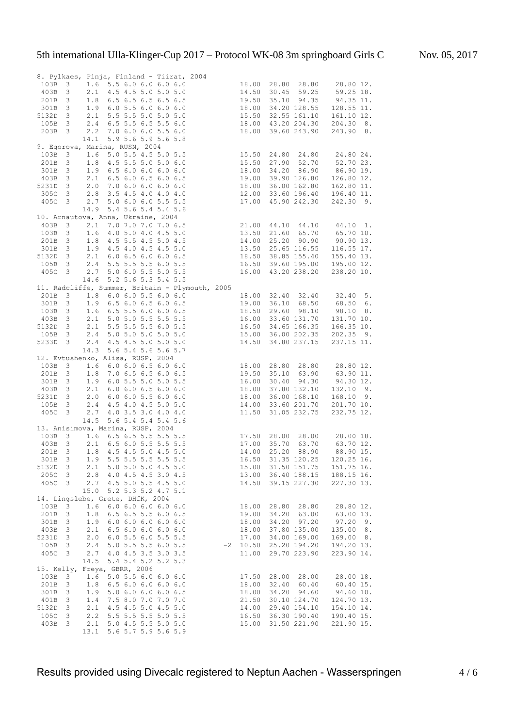# 5th international Ulla-Klinger-Cup 2017 – Protocol WK-08 3m springboard Girls C

Nov. 05, 2017

```
8. Pylkaes, Pinja, Finland - Tiirat, 2004
 103B  3    1.6  5.5 6.0 6.0 6.0 6.0              18.00  28.80  28.80    28.80 12.
 403B  3    2.1  4.5 4.5 5.0 5.0 5.0              14.50  30.45  59.25    59.25 18.
 201B  3    1.8  6.5 6.5 6.5 6.5 6.5              19.50  35.10  94.35    94.35 11.
 301B  3    1.9  6.0 5.5 6.0 6.0 6.0              18.00  34.20 128.55   128.55 11.
5132D  3    2.1  5.5 5.5 5.0 5.0 5.0              15.50  32.55 161.10   161.10 12.
 105B  3    2.4  6.5 5.5 6.5 5.5 6.0              18.00  43.20 204.30   204.30  8.
 203B  3    2.2  7.0 6.0 6.0 5.5 6.0              18.00  39.60 243.90   243.90  8.
           14.1  5.9 5.6 5.9 5.6 5.8
9. Egorova, Marina, RUSN, 2004
 103B  3    1.6  5.0 5.5 4.5 5.0 5.5              15.50  24.80  24.80    24.80 24.
 201B  3    1.8  4.5 5.5 5.0 5.0 6.0              15.50  27.90  52.70    52.70 23.
 301B  3    1.9  6.5 6.0 6.0 6.0 6.0              18.00  34.20  86.90    86.90 19.
 403B  3    2.1  6.5 6.0 6.5 6.0 6.5              19.00  39.90 126.80   126.80 12.
5231D  3    2.0  7.0 6.0 6.0 6.0 6.0              18.00  36.00 162.80   162.80 11.
 305C  3    2.8  3.5 4.5 4.0 4.0 4.0              12.00  33.60 196.40   196.40 11.
 405C  3    2.7  5.0 6.0 6.0 5.5 5.5              17.00  45.90 242.30   242.30  9.
           14.9  5.4 5.6 5.4 5.4 5.6
10. Arnautova, Anna, Ukraine, 2004
 403B  3    2.1  7.0 7.0 7.0 7.0 6.5              21.00  44.10  44.10    44.10  1.
 103B  3    1.6  4.0 5.0 4.0 4.5 5.0              13.50  21.60  65.70    65.70 10.
 201B  3    1.8  4.5 5.5 4.5 5.0 4.5              14.00  25.20  90.90    90.90 13.
 301B  3    1.9  4.5 4.0 4.5 4.5 5.0              13.50  25.65 116.55   116.55 17.
5132D  3    2.1  6.0 6.5 6.0 6.0 6.5              18.50  38.85 155.40   155.40 13.
 105B  3    2.4  5.5 5.5 5.5 6.0 5.5              16.50  39.60 195.00   195.00 12.
 405C  3    2.7  5.0 6.0 5.5 5.0 5.5              16.00  43.20 238.20   238.20 10.
           14.6  5.2 5.6 5.3 5.4 5.5
11. Radcliffe, Summer, Britain - Plymouth, 2005
 201B  3    1.8  6.0 6.0 5.5 6.0 6.0              18.00  32.40  32.40    32.40  5.
 301B  3    1.9  6.5 6.0 6.5 6.0 6.5              19.00  36.10  68.50    68.50  6.
 103B  3    1.6  6.5 5.5 6.0 6.0 6.5              18.50  29.60  98.10    98.10  8.
 403B  3    2.1  5.0 5.0 5.5 5.5 5.5              16.00  33.60 131.70   131.70 10.
5132D  3    2.1  5.5 5.5 5.5 6.0 5.5              16.50  34.65 166.35   166.35 10.
 105B  3    2.4  5.0 5.0 5.0 5.0 5.0              15.00  36.00 202.35   202.35  9.
5233D  3    2.4  4.5 4.5 5.0 5.0 5.0              14.50  34.80 237.15   237.15 11.
           14.3  5.6 5.4 5.6 5.6 5.7
12. Evtushenko, Alisa, RUSP, 2004
 103B  3    1.6  6.0 6.0 6.5 6.0 6.0              18.00  28.80  28.80    28.80 12.
 201B  3    1.8  7.0 6.5 6.5 6.0 6.5              19.50  35.10  63.90    63.90 11.
 301B  3    1.9  6.0 5.5 5.0 5.0 5.5              16.00  30.40  94.30    94.30 12.
 403B  3    2.1  6.0 6.0 6.5 6.0 6.0              18.00  37.80 132.10   132.10  9.
5231D  3    2.0  6.0 6.0 5.5 6.0 6.0              18.00  36.00 168.10   168.10  9.
 105B  3    2.4  4.5 4.0 4.5 5.0 5.0              14.00  33.60 201.70   201.70 10.
 405C  3    2.7  4.0 3.5 3.0 4.0 4.0              11.50  31.05 232.75   232.75 12.
           14.5  5.6 5.4 5.4 5.4 5.6
13. Anisimova, Marina, RUSP, 2004
 103B  3    1.6  6.5 6.5 5.5 5.5 5.5              17.50  28.00  28.00    28.00 18.
 403B  3    2.1  6.5 6.0 5.5 5.5 5.5              17.00  35.70  63.70    63.70 12.
 201B  3    1.8  4.5 4.5 5.0 4.5 5.0              14.00  25.20  88.90    88.90 15.
 301B  3    1.9  5.5 5.5 5.5 5.5 5.5              16.50  31.35 120.25   120.25 16.
5132D  3    2.1  5.0 5.0 5.0 4.5 5.0              15.00  31.50 151.75   151.75 16.
 205C  3    2.8  4.0 4.5 4.5 3.0 4.5              13.00  36.40 188.15   188.15 16.
 405C  3    2.7  4.5 5.0 5.5 4.5 5.0              14.50  39.15 227.30   227.30 13.
           15.0  5.2 5.3 5.2 4.7 5.1
14. Lingslebe, Grete, DHfK, 2004
 103B  3    1.6  6.0 6.0 6.0 6.0 6.0              18.00  28.80  28.80    28.80 12.
 201B  3    1.8  6.5 6.5 5.5 6.0 6.5              19.00  34.20  63.00    63.00 13.
 301B  3    1.9  6.0 6.0 6.0 6.0 6.0              18.00  34.20  97.20    97.20  9.
 403B  3    2.1  6.5 6.0 6.0 6.0 6.0              18.00  37.80 135.00   135.00  8.
5231D  3    2.0  6.0 5.5 6.0 5.5 5.5              17.00  34.00 169.00   169.00  8.
 105B  3    2.4  5.0 5.5 5.5 6.0 5.5          -2  10.50  25.20 194.20   194.20 13.
 405C  3    2.7  4.0 4.5 3.5 3.0 3.5              11.00  29.70 223.90   223.90 14.
           14.5  5.4 5.4 5.2 5.2 5.3
15. Kelly, Freya, GBRR, 2006
 103B  3    1.6  5.0 5.5 6.0 6.0 6.0              17.50  28.00  28.00    28.00 18.
 201B  3    1.8  6.5 6.0 6.0 6.0 6.0              18.00  32.40  60.40    60.40 15.
 301B  3    1.9  5.0 6.0 6.0 6.0 6.5              18.00  34.20  94.60    94.60 10.
 401B  3    1.4  7.5 8.0 7.0 7.0 7.0              21.50  30.10 124.70   124.70 13.
5132D  3    2.1  4.5 4.5 5.0 4.5 5.0              14.00  29.40 154.10   154.10 14.
 105C  3    2.2  5.5 5.5 5.5 5.0 5.5              16.50  36.30 190.40   190.40 15.
 403B  3    2.1  5.0 4.5 5.5 5.0 5.0              15.00  31.50 221.90   221.90 15.
           13.1  5.6 5.7 5.9 5.6 5.9
```

Results provided using Divecalc registered to Neptun Aachen - Wasserspringen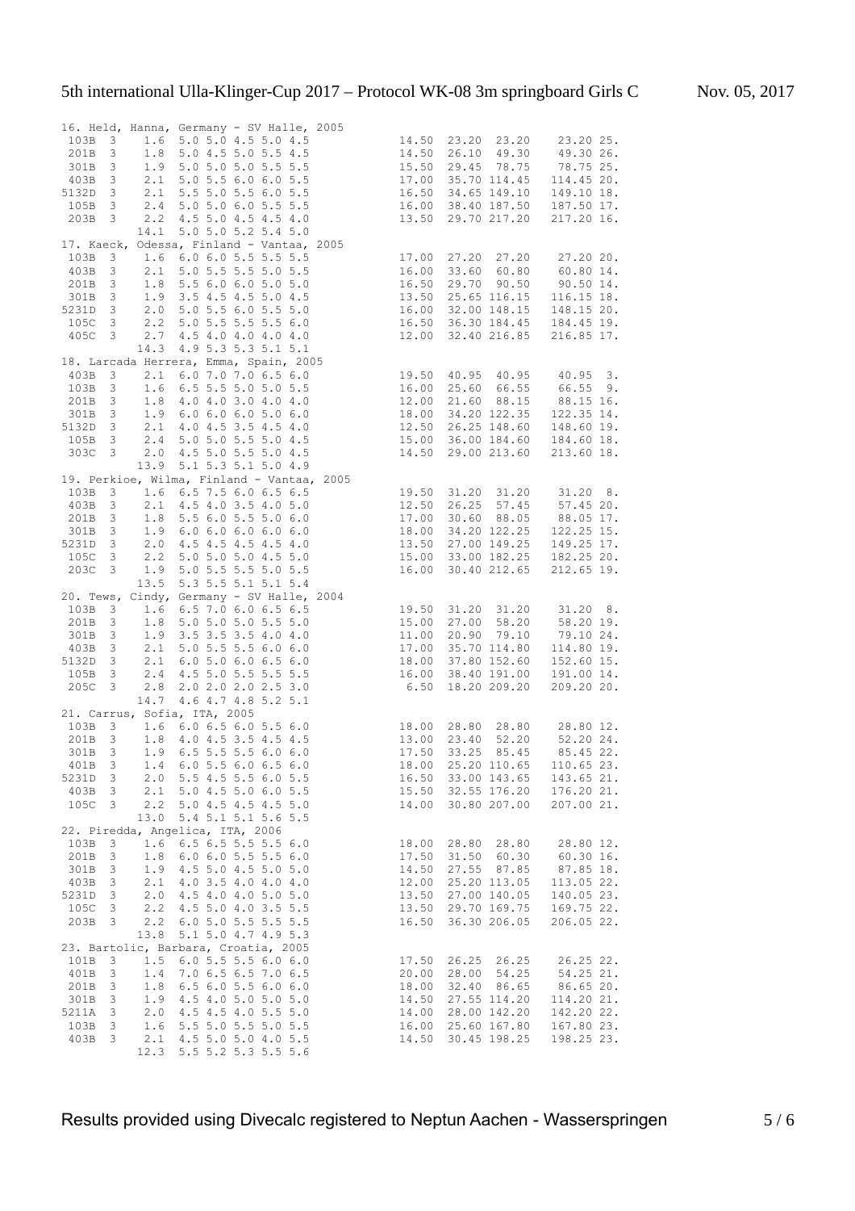```
16. Held, Hanna, Germany - SV Halle, 2005
 103B  3    1.6  5.0 5.0 4.5 5.0 4.5           14.50  23.20  23.20    23.20 25.
 201B  3    1.8  5.0 4.5 5.0 5.5 4.5           14.50  26.10  49.30    49.30 26.
 301B  3    1.9  5.0 5.0 5.0 5.5 5.5           15.50  29.45  78.75    78.75 25.
 403B  3    2.1  5.0 5.5 6.0 6.0 5.5           17.00  35.70 114.45   114.45 20.
5132D  3    2.1  5.5 5.0 5.5 6.0 5.5           16.50  34.65 149.10   149.10 18.
 105B  3    2.4  5.0 5.0 6.0 5.5 5.5           16.00  38.40 187.50   187.50 17.
 203B  3    2.2  4.5 5.0 4.5 4.5 4.0           13.50  29.70 217.20   217.20 16.
           14.1  5.0 5.0 5.2 5.4 5.0
17. Kaeck, Odessa, Finland - Vantaa, 2005
 103B  3    1.6  6.0 6.0 5.5 5.5 5.5           17.00  27.20  27.20    27.20 20.
 403B  3    2.1  5.0 5.5 5.5 5.0 5.5           16.00  33.60  60.80    60.80 14.
 201B  3    1.8  5.5 6.0 6.0 5.0 5.0           16.50  29.70  90.50    90.50 14.
 301B  3    1.9  3.5 4.5 4.5 5.0 4.5           13.50  25.65 116.15   116.15 18.
5231D  3    2.0  5.0 5.5 6.0 5.5 5.0           16.00  32.00 148.15   148.15 20.
 105C  3    2.2  5.0 5.5 5.5 5.5 6.0           16.50  36.30 184.45   184.45 19.
 405C  3    2.7  4.5 4.0 4.0 4.0 4.0           12.00  32.40 216.85   216.85 17.
           14.3  4.9 5.3 5.3 5.1 5.1
18. Larcada Herrera, Emma, Spain, 2005
 403B  3    2.1  6.0 7.0 7.0 6.5 6.0           19.50  40.95  40.95    40.95  3.
 103B  3    1.6  6.5 5.5 5.0 5.0 5.5           16.00  25.60  66.55    66.55  9.
 201B  3    1.8  4.0 4.0 3.0 4.0 4.0           12.00  21.60  88.15    88.15 16.
 301B  3    1.9  6.0 6.0 6.0 5.0 6.0           18.00  34.20 122.35   122.35 14.
5132D  3    2.1  4.0 4.5 3.5 4.5 4.0           12.50  26.25 148.60   148.60 19.
 105B  3    2.4  5.0 5.0 5.5 5.0 4.5           15.00  36.00 184.60   184.60 18.
 303C  3    2.0  4.5 5.0 5.5 5.0 4.5           14.50  29.00 213.60   213.60 18.
           13.9  5.1 5.3 5.1 5.0 4.9
19. Perkioe, Wilma, Finland - Vantaa, 2005
 103B  3    1.6  6.5 7.5 6.0 6.5 6.5           19.50  31.20  31.20    31.20  8.
 403B  3    2.1  4.5 4.0 3.5 4.0 5.0           12.50  26.25  57.45    57.45 20.
 201B  3    1.8  5.5 6.0 5.5 5.0 6.0           17.00  30.60  88.05    88.05 17.
 301B  3    1.9  6.0 6.0 6.0 6.0 6.0           18.00  34.20 122.25   122.25 15.
5231D  3    2.0  4.5 4.5 4.5 4.5 4.0           13.50  27.00 149.25   149.25 17.
 105C  3    2.2  5.0 5.0 5.0 4.5 5.0           15.00  33.00 182.25   182.25 20.
 203C  3    1.9  5.0 5.5 5.5 5.0 5.5           16.00  30.40 212.65   212.65 19.
           13.5  5.3 5.5 5.1 5.1 5.4
20. Tews, Cindy, Germany - SV Halle, 2004
 103B  3    1.6  6.5 7.0 6.0 6.5 6.5           19.50  31.20  31.20    31.20  8.
 201B  3    1.8  5.0 5.0 5.0 5.5 5.0           15.00  27.00  58.20    58.20 19.
 301B  3    1.9  3.5 3.5 3.5 4.0 4.0           11.00  20.90  79.10    79.10 24.
 403B  3    2.1  5.0 5.5 5.5 6.0 6.0           17.00  35.70 114.80   114.80 19.
5132D  3    2.1  6.0 5.0 6.0 6.5 6.0           18.00  37.80 152.60   152.60 15.
 105B  3    2.4  4.5 5.0 5.5 5.5 5.5           16.00  38.40 191.00   191.00 14.
 205C  3    2.8  2.0 2.0 2.0 2.5 3.0            6.50  18.20 209.20   209.20 20.
           14.7  4.6 4.7 4.8 5.2 5.1
21. Carrus, Sofia, ITA, 2005
 103B  3    1.6  6.0 6.5 6.0 5.5 6.0           18.00  28.80  28.80    28.80 12.
 201B  3    1.8  4.0 4.5 3.5 4.5 4.5           13.00  23.40  52.20    52.20 24.
 301B  3    1.9  6.5 5.5 5.5 6.0 6.0           17.50  33.25  85.45    85.45 22.
 401B  3    1.4  6.0 5.5 6.0 6.5 6.0           18.00  25.20 110.65   110.65 23.
5231D  3    2.0  5.5 4.5 5.5 6.0 5.5           16.50  33.00 143.65   143.65 21.
 403B  3    2.1  5.0 4.5 5.0 6.0 5.5           15.50  32.55 176.20   176.20 21.
 105C  3    2.2  5.0 4.5 4.5 4.5 5.0           14.00  30.80 207.00   207.00 21.
           13.0  5.4 5.1 5.1 5.6 5.5
22. Piredda, Angelica, ITA, 2006
 103B  3    1.6  6.5 6.5 5.5 5.5 6.0           18.00  28.80  28.80    28.80 12.
 201B  3    1.8  6.0 6.0 5.5 5.5 6.0           17.50  31.50  60.30    60.30 16.
 301B  3    1.9  4.5 5.0 4.5 5.0 5.0           14.50  27.55  87.85    87.85 18.
 403B  3    2.1  4.0 3.5 4.0 4.0 4.0           12.00  25.20 113.05   113.05 22.
5231D  3    2.0  4.5 4.0 4.0 5.0 5.0           13.50  27.00 140.05   140.05 23.
 105C  3    2.2  4.5 5.0 4.0 3.5 5.5           13.50  29.70 169.75   169.75 22.
 203B  3    2.2  6.0 5.0 5.5 5.5 5.5           16.50  36.30 206.05   206.05 22.
           13.8  5.1 5.0 4.7 4.9 5.3
23. Bartolic, Barbara, Croatia, 2005
 101B  3    1.5  6.0 5.5 5.5 6.0 6.0           17.50  26.25  26.25    26.25 22.
 401B  3    1.4  7.0 6.5 6.5 7.0 6.5           20.00  28.00  54.25    54.25 21.
 201B  3    1.8  6.5 6.0 5.5 6.0 6.0           18.00  32.40  86.65    86.65 20.
 301B  3    1.9  4.5 4.0 5.0 5.0 5.0           14.50  27.55 114.20   114.20 21.
5211A  3    2.0  4.5 4.5 4.0 5.5 5.0           14.00  28.00 142.20   142.20 22.
 103B  3    1.6  5.5 5.0 5.5 5.0 5.5           16.00  25.60 167.80   167.80 23.
 403B  3    2.1  4.5 5.0 5.0 4.0 5.5           14.50  30.45 198.25   198.25 23.
           12.3  5.5 5.2 5.3 5.5 5.6
```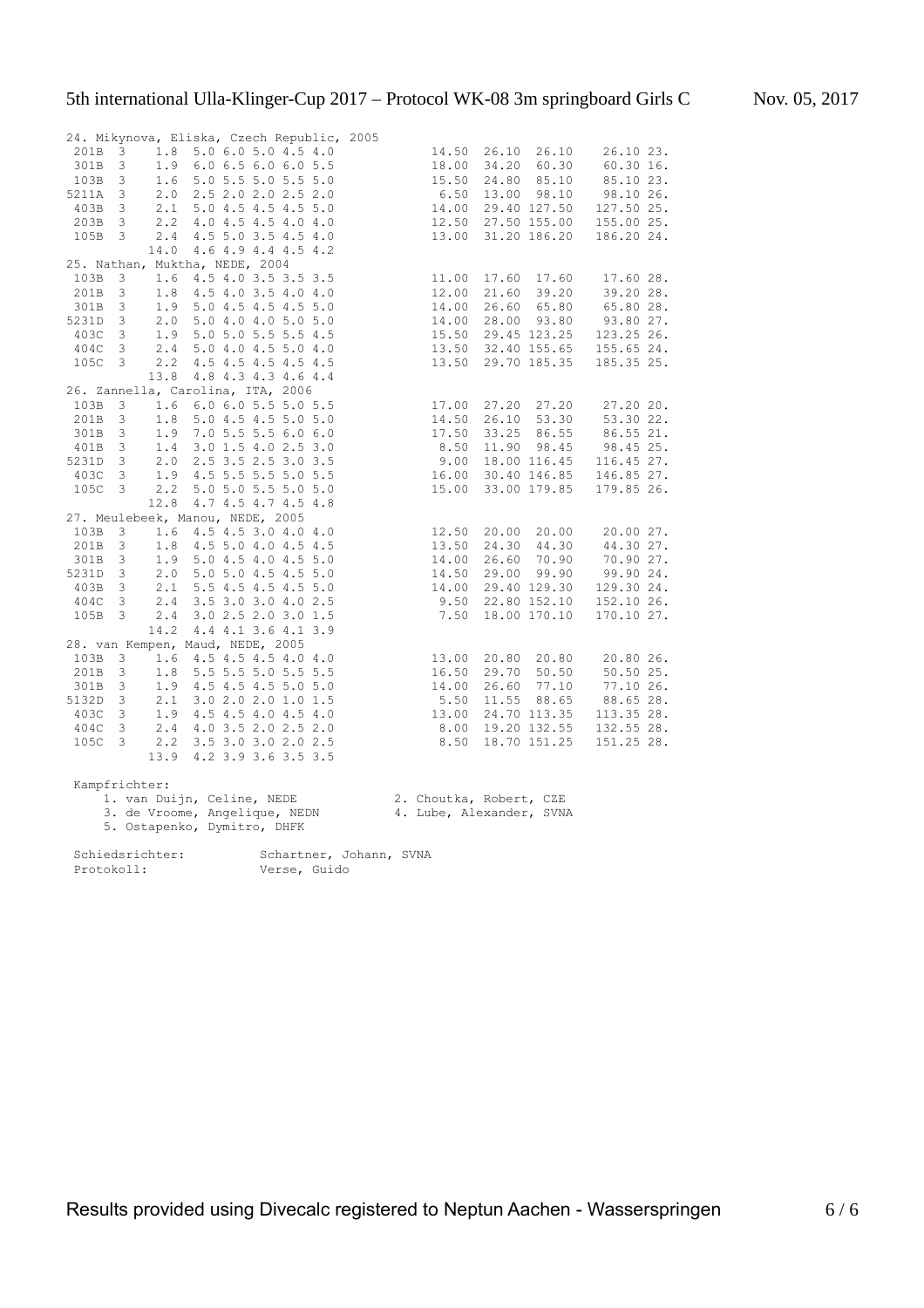24. Mikynova, Eliska, Czech Republic, 2005

| | | | | | | | | |
|---|---|---|---|---|---|---|---|---|
| 201B | 3 | 1.8 | 5.0 6.0 5.0 4.5 4.0 | 14.50 | 26.10 | 26.10 | 26.10 | 23. |
| 301B | 3 | 1.9 | 6.0 6.5 6.0 6.0 5.5 | 18.00 | 34.20 | 60.30 | 60.30 | 16. |
| 103B | 3 | 1.6 | 5.0 5.5 5.0 5.5 5.0 | 15.50 | 24.80 | 85.10 | 85.10 | 23. |
| 5211A | 3 | 2.0 | 2.5 2.0 2.0 2.5 2.0 | 6.50 | 13.00 | 98.10 | 98.10 | 26. |
| 403B | 3 | 2.1 | 5.0 4.5 4.5 4.5 5.0 | 14.00 | 29.40 | 127.50 | 127.50 | 25. |
| 203B | 3 | 2.2 | 4.0 4.5 4.5 4.0 4.0 | 12.50 | 27.50 | 155.00 | 155.00 | 25. |
| 105B | 3 | 2.4 | 4.5 5.0 3.5 4.5 4.0 | 13.00 | 31.20 | 186.20 | 186.20 | 24. |
| | | 14.0 | 4.6 4.9 4.4 4.5 4.2 | | | | | |

25. Nathan, Muktha, NEDE, 2004

| | | | | | | | | |
|---|---|---|---|---|---|---|---|---|
| 103B | 3 | 1.6 | 4.5 4.0 3.5 3.5 3.5 | 11.00 | 17.60 | 17.60 | 17.60 | 28. |
| 201B | 3 | 1.8 | 4.5 4.0 3.5 4.0 4.0 | 12.00 | 21.60 | 39.20 | 39.20 | 28. |
| 301B | 3 | 1.9 | 5.0 4.5 4.5 4.5 5.0 | 14.00 | 26.60 | 65.80 | 65.80 | 28. |
| 5231D | 3 | 2.0 | 5.0 4.0 4.0 5.0 5.0 | 14.00 | 28.00 | 93.80 | 93.80 | 27. |
| 403C | 3 | 1.9 | 5.0 5.0 5.5 5.5 4.5 | 15.50 | 29.45 | 123.25 | 123.25 | 26. |
| 404C | 3 | 2.4 | 5.0 4.0 4.5 5.0 4.0 | 13.50 | 32.40 | 155.65 | 155.65 | 24. |
| 105C | 3 | 2.2 | 4.5 4.5 4.5 4.5 4.5 | 13.50 | 29.70 | 185.35 | 185.35 | 25. |
| | | 13.8 | 4.8 4.3 4.3 4.6 4.4 | | | | | |

26. Zannella, Carolina, ITA, 2006

| | | | | | | | | |
|---|---|---|---|---|---|---|---|---|
| 103B | 3 | 1.6 | 6.0 6.0 5.5 5.0 5.5 | 17.00 | 27.20 | 27.20 | 27.20 | 20. |
| 201B | 3 | 1.8 | 5.0 4.5 4.5 5.0 5.0 | 14.50 | 26.10 | 53.30 | 53.30 | 22. |
| 301B | 3 | 1.9 | 7.0 5.5 5.5 6.0 6.0 | 17.50 | 33.25 | 86.55 | 86.55 | 21. |
| 401B | 3 | 1.4 | 3.0 1.5 4.0 2.5 3.0 | 8.50 | 11.90 | 98.45 | 98.45 | 25. |
| 5231D | 3 | 2.0 | 2.5 3.5 2.5 3.0 3.5 | 9.00 | 18.00 | 116.45 | 116.45 | 27. |
| 403C | 3 | 1.9 | 4.5 5.5 5.5 5.0 5.5 | 16.00 | 30.40 | 146.85 | 146.85 | 27. |
| 105C | 3 | 2.2 | 5.0 5.0 5.5 5.0 5.0 | 15.00 | 33.00 | 179.85 | 179.85 | 26. |
| | | 12.8 | 4.7 4.5 4.7 4.5 4.8 | | | | | |

27. Meulebeek, Manou, NEDE, 2005

| | | | | | | | | |
|---|---|---|---|---|---|---|---|---|
| 103B | 3 | 1.6 | 4.5 4.5 3.0 4.0 4.0 | 12.50 | 20.00 | 20.00 | 20.00 | 27. |
| 201B | 3 | 1.8 | 4.5 5.0 4.0 4.5 4.5 | 13.50 | 24.30 | 44.30 | 44.30 | 27. |
| 301B | 3 | 1.9 | 5.0 4.5 4.0 4.5 5.0 | 14.00 | 26.60 | 70.90 | 70.90 | 27. |
| 5231D | 3 | 2.0 | 5.0 5.0 4.5 4.5 5.0 | 14.50 | 29.00 | 99.90 | 99.90 | 24. |
| 403B | 3 | 2.1 | 5.5 4.5 4.5 4.5 5.0 | 14.00 | 29.40 | 129.30 | 129.30 | 24. |
| 404C | 3 | 2.4 | 3.5 3.0 3.0 4.0 2.5 | 9.50 | 22.80 | 152.10 | 152.10 | 26. |
| 105B | 3 | 2.4 | 3.0 2.5 2.0 3.0 1.5 | 7.50 | 18.00 | 170.10 | 170.10 | 27. |
| | | 14.2 | 4.4 4.1 3.6 4.1 3.9 | | | | | |

28. van Kempen, Maud, NEDE, 2005

| | | | | | | | | |
|---|---|---|---|---|---|---|---|---|
| 103B | 3 | 1.6 | 4.5 4.5 4.5 4.0 4.0 | 13.00 | 20.80 | 20.80 | 20.80 | 26. |
| 201B | 3 | 1.8 | 5.5 5.5 5.0 5.5 5.5 | 16.50 | 29.70 | 50.50 | 50.50 | 25. |
| 301B | 3 | 1.9 | 4.5 4.5 4.5 5.0 5.0 | 14.00 | 26.60 | 77.10 | 77.10 | 26. |
| 5132D | 3 | 2.1 | 3.0 2.0 2.0 1.0 1.5 | 5.50 | 11.55 | 88.65 | 88.65 | 28. |
| 403C | 3 | 1.9 | 4.5 4.5 4.0 4.5 4.0 | 13.00 | 24.70 | 113.35 | 113.35 | 28. |
| 404C | 3 | 2.4 | 4.0 3.5 2.0 2.5 2.0 | 8.00 | 19.20 | 132.55 | 132.55 | 28. |
| 105C | 3 | 2.2 | 3.5 3.0 3.0 2.0 2.5 | 8.50 | 18.70 | 151.25 | 151.25 | 28. |
| | | 13.9 | 4.2 3.9 3.6 3.5 3.5 | | | | | |

Kampfrichter:

1. van Duijn, Celine, NEDE
2. Choutka, Robert, CZE
3. de Vroome, Angelique, NEDN
4. Lube, Alexander, SVNA
5. Ostapenko, Dymitro, DHFK

Schiedsrichter: Schartner, Johann, SVNA

Protokoll: Verse, Guido